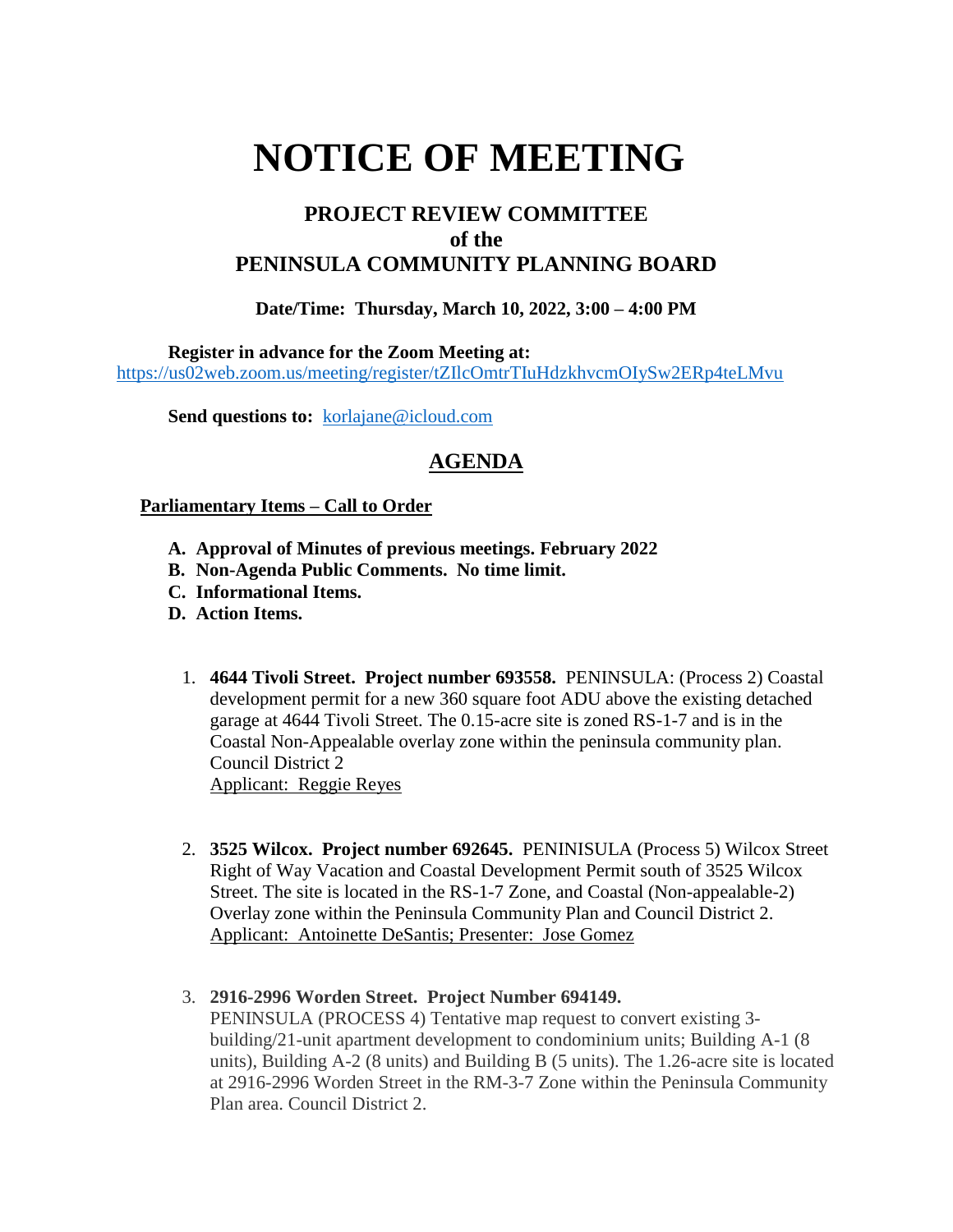# NOTICE OF MEETING

## PROJECT REVIEW COMMITTEE
## of the
## PENINSULA COMMUNITY PLANNING BOARD

**Date/Time: Thursday, March 10, 2022, 3:00 – 4:00 PM**

**Register in advance for the Zoom Meeting at:**
https://us02web.zoom.us/meeting/register/tZIlcOmtrTIuHdzkhvcmOIySw2ERp4teLMvu

**Send questions to:** korlajane@icloud.com

## AGENDA

**Parliamentary Items – Call to Order**

- **A. Approval of Minutes of previous meetings. February 2022**
- **B. Non-Agenda Public Comments. No time limit.**
- **C. Informational Items.**
- **D. Action Items.**

1. **4644 Tivoli Street. Project number 693558.** PENINSULA: (Process 2) Coastal development permit for a new 360 square foot ADU above the existing detached garage at 4644 Tivoli Street. The 0.15-acre site is zoned RS-1-7 and is in the Coastal Non-Appealable overlay zone within the peninsula community plan. Council District 2
   Applicant: Reggie Reyes

2. **3525 Wilcox. Project number 692645.** PENINISULA (Process 5) Wilcox Street Right of Way Vacation and Coastal Development Permit south of 3525 Wilcox Street. The site is located in the RS-1-7 Zone, and Coastal (Non-appealable-2) Overlay zone within the Peninsula Community Plan and Council District 2.
   Applicant: Antoinette DeSantis; Presenter: Jose Gomez

3. **2916-2996 Worden Street. Project Number 694149.**
   PENINSULA (PROCESS 4) Tentative map request to convert existing 3-building/21-unit apartment development to condominium units; Building A-1 (8 units), Building A-2 (8 units) and Building B (5 units). The 1.26-acre site is located at 2916-2996 Worden Street in the RM-3-7 Zone within the Peninsula Community Plan area. Council District 2.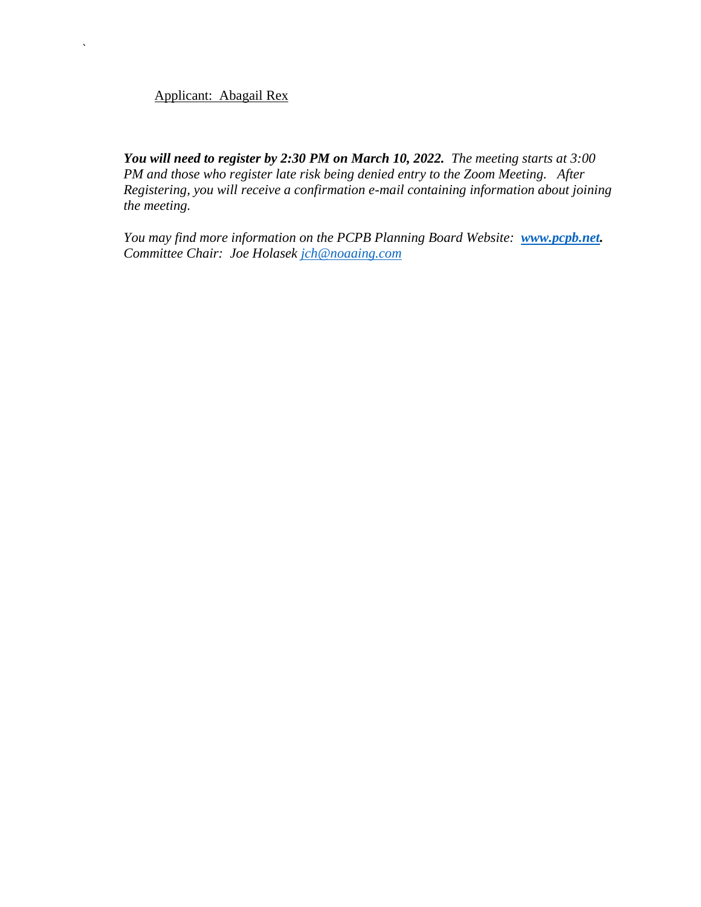Applicant: Abagail Rex

***You will need to register by 2:30 PM on March 10, 2022.*** *The meeting starts at 3:00 PM and those who register late risk being denied entry to the Zoom Meeting. After Registering, you will receive a confirmation e-mail containing information about joining the meeting.*

*You may find more information on the PCPB Planning Board Website:* ***www.pcpb.net.***
*Committee Chair: Joe Holasek jch@noaaing.com*